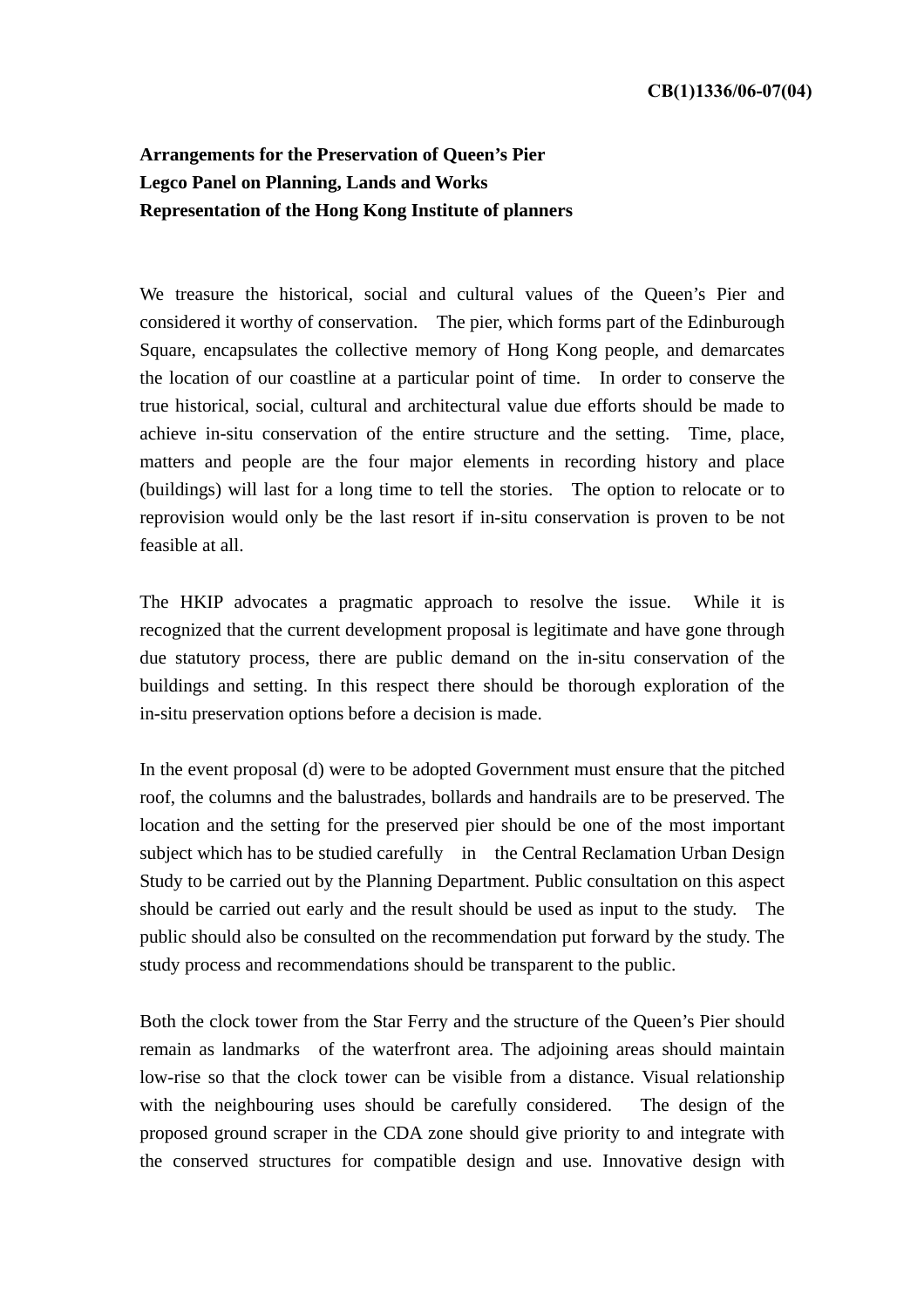**CB(1)1336/06-07(04)**

**Arrangements for the Preservation of Queen's Pier**
**Legco Panel on Planning, Lands and Works**
**Representation of the Hong Kong Institute of planners**

We treasure the historical, social and cultural values of the Queen's Pier and considered it worthy of conservation. The pier, which forms part of the Edinburough Square, encapsulates the collective memory of Hong Kong people, and demarcates the location of our coastline at a particular point of time. In order to conserve the true historical, social, cultural and architectural value due efforts should be made to achieve in-situ conservation of the entire structure and the setting. Time, place, matters and people are the four major elements in recording history and place (buildings) will last for a long time to tell the stories. The option to relocate or to reprovision would only be the last resort if in-situ conservation is proven to be not feasible at all.

The HKIP advocates a pragmatic approach to resolve the issue. While it is recognized that the current development proposal is legitimate and have gone through due statutory process, there are public demand on the in-situ conservation of the buildings and setting. In this respect there should be thorough exploration of the in-situ preservation options before a decision is made.

In the event proposal (d) were to be adopted Government must ensure that the pitched roof, the columns and the balustrades, bollards and handrails are to be preserved. The location and the setting for the preserved pier should be one of the most important subject which has to be studied carefully in the Central Reclamation Urban Design Study to be carried out by the Planning Department. Public consultation on this aspect should be carried out early and the result should be used as input to the study. The public should also be consulted on the recommendation put forward by the study. The study process and recommendations should be transparent to the public.

Both the clock tower from the Star Ferry and the structure of the Queen's Pier should remain as landmarks of the waterfront area. The adjoining areas should maintain low-rise so that the clock tower can be visible from a distance. Visual relationship with the neighbouring uses should be carefully considered. The design of the proposed ground scraper in the CDA zone should give priority to and integrate with the conserved structures for compatible design and use. Innovative design with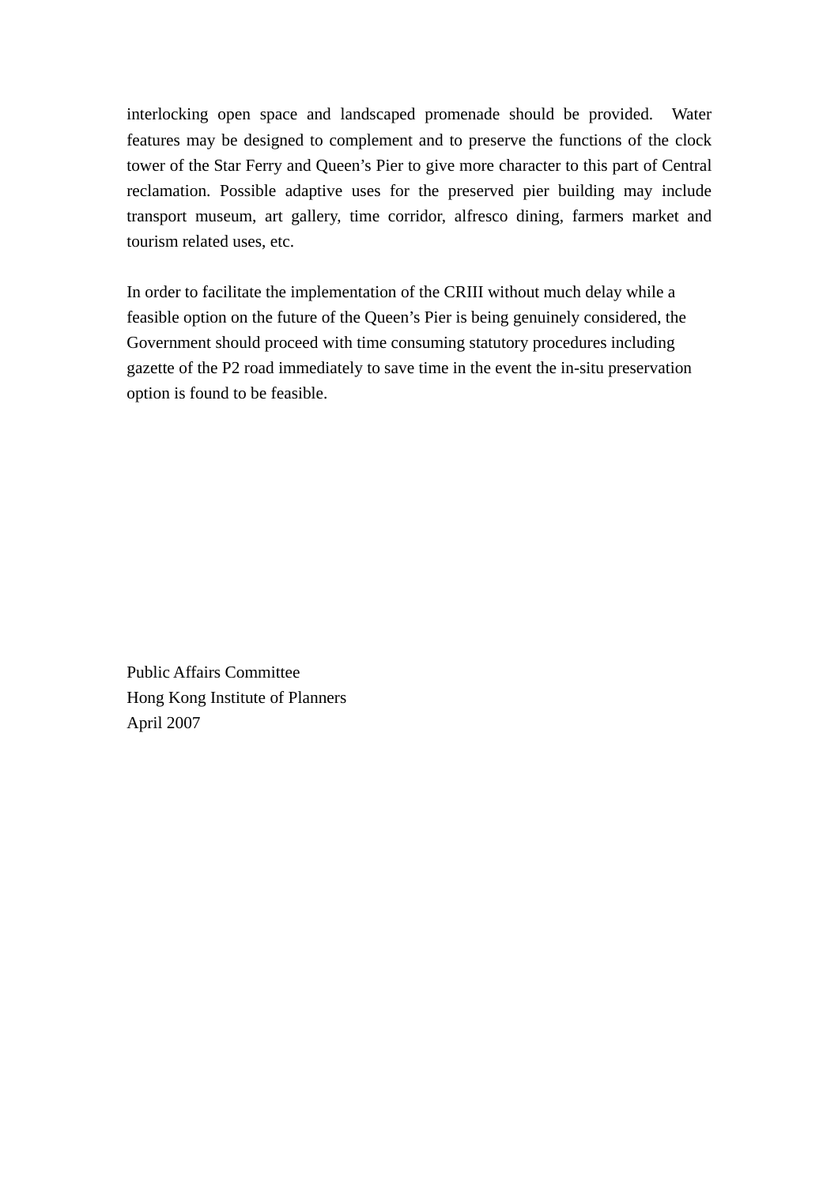interlocking open space and landscaped promenade should be provided. Water features may be designed to complement and to preserve the functions of the clock tower of the Star Ferry and Queen's Pier to give more character to this part of Central reclamation. Possible adaptive uses for the preserved pier building may include transport museum, art gallery, time corridor, alfresco dining, farmers market and tourism related uses, etc.

In order to facilitate the implementation of the CRIII without much delay while a feasible option on the future of the Queen's Pier is being genuinely considered, the Government should proceed with time consuming statutory procedures including gazette of the P2 road immediately to save time in the event the in-situ preservation option is found to be feasible.

Public Affairs Committee
Hong Kong Institute of Planners
April 2007